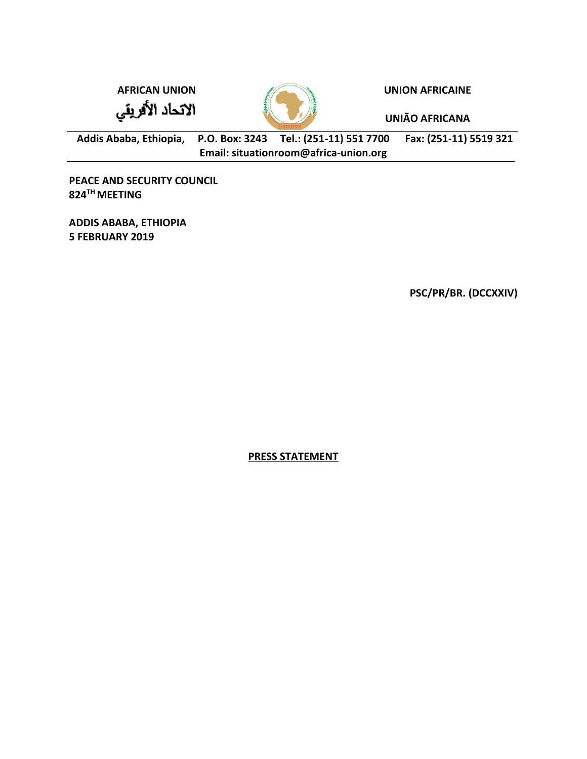**AFRICAN UNION** | **UNION AFRICAINE**

الاتحاد الأفريقي | **UNIÃO AFRICANA**

**Addis Ababa, Ethiopia, P.O. Box: 3243 Tel.: (251-11) 551 7700 Fax: (251-11) 5519 321**
**Email: situationroom@africa-union.org**

**PEACE AND SECURITY COUNCIL**
**824TH MEETING**

**ADDIS ABABA, ETHIOPIA**
**5 FEBRUARY 2019**

**PSC/PR/BR. (DCCXXIV)**

**PRESS STATEMENT**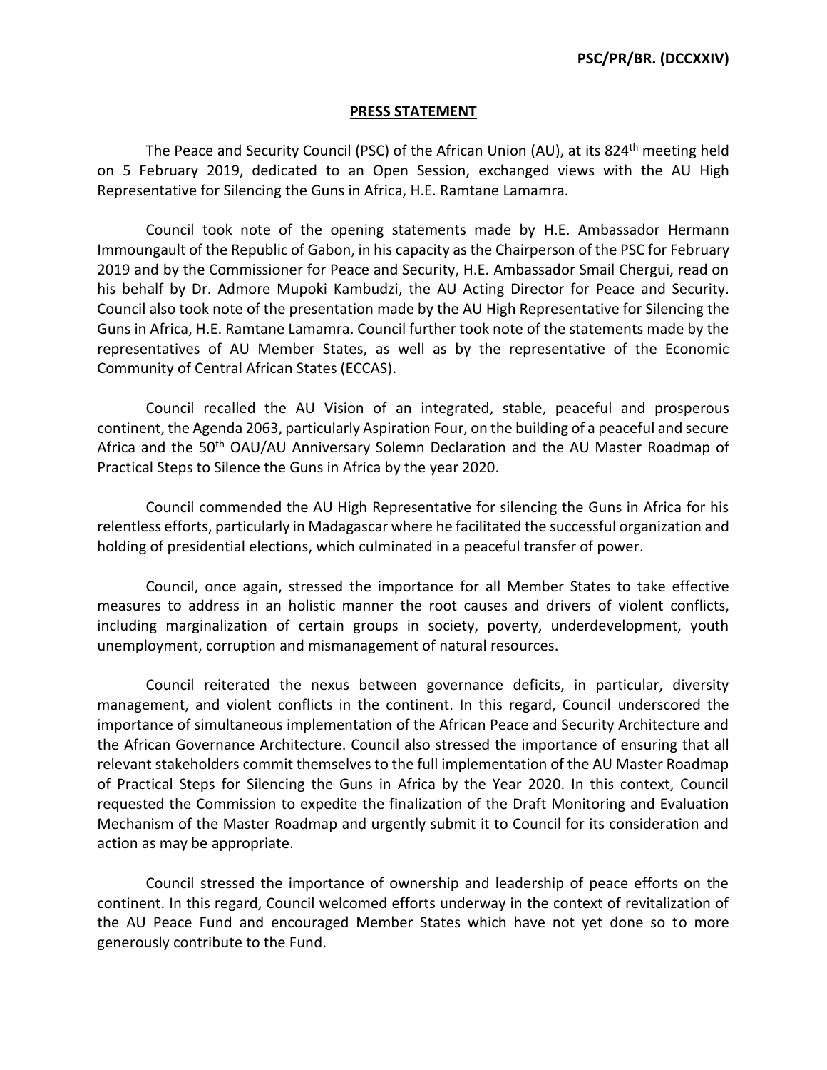**PSC/PR/BR. (DCCXXIV)**

**PRESS STATEMENT**

The Peace and Security Council (PSC) of the African Union (AU), at its 824th meeting held on 5 February 2019, dedicated to an Open Session, exchanged views with the AU High Representative for Silencing the Guns in Africa, H.E. Ramtane Lamamra.

Council took note of the opening statements made by H.E. Ambassador Hermann Immoungault of the Republic of Gabon, in his capacity as the Chairperson of the PSC for February 2019 and by the Commissioner for Peace and Security, H.E. Ambassador Smail Chergui, read on his behalf by Dr. Admore Mupoki Kambudzi, the AU Acting Director for Peace and Security. Council also took note of the presentation made by the AU High Representative for Silencing the Guns in Africa, H.E. Ramtane Lamamra. Council further took note of the statements made by the representatives of AU Member States, as well as by the representative of the Economic Community of Central African States (ECCAS).

Council recalled the AU Vision of an integrated, stable, peaceful and prosperous continent, the Agenda 2063, particularly Aspiration Four, on the building of a peaceful and secure Africa and the 50th OAU/AU Anniversary Solemn Declaration and the AU Master Roadmap of Practical Steps to Silence the Guns in Africa by the year 2020.

Council commended the AU High Representative for silencing the Guns in Africa for his relentless efforts, particularly in Madagascar where he facilitated the successful organization and holding of presidential elections, which culminated in a peaceful transfer of power.

Council, once again, stressed the importance for all Member States to take effective measures to address in an holistic manner the root causes and drivers of violent conflicts, including marginalization of certain groups in society, poverty, underdevelopment, youth unemployment, corruption and mismanagement of natural resources.

Council reiterated the nexus between governance deficits, in particular, diversity management, and violent conflicts in the continent. In this regard, Council underscored the importance of simultaneous implementation of the African Peace and Security Architecture and the African Governance Architecture. Council also stressed the importance of ensuring that all relevant stakeholders commit themselves to the full implementation of the AU Master Roadmap of Practical Steps for Silencing the Guns in Africa by the Year 2020. In this context, Council requested the Commission to expedite the finalization of the Draft Monitoring and Evaluation Mechanism of the Master Roadmap and urgently submit it to Council for its consideration and action as may be appropriate.

Council stressed the importance of ownership and leadership of peace efforts on the continent. In this regard, Council welcomed efforts underway in the context of revitalization of the AU Peace Fund and encouraged Member States which have not yet done so to more generously contribute to the Fund.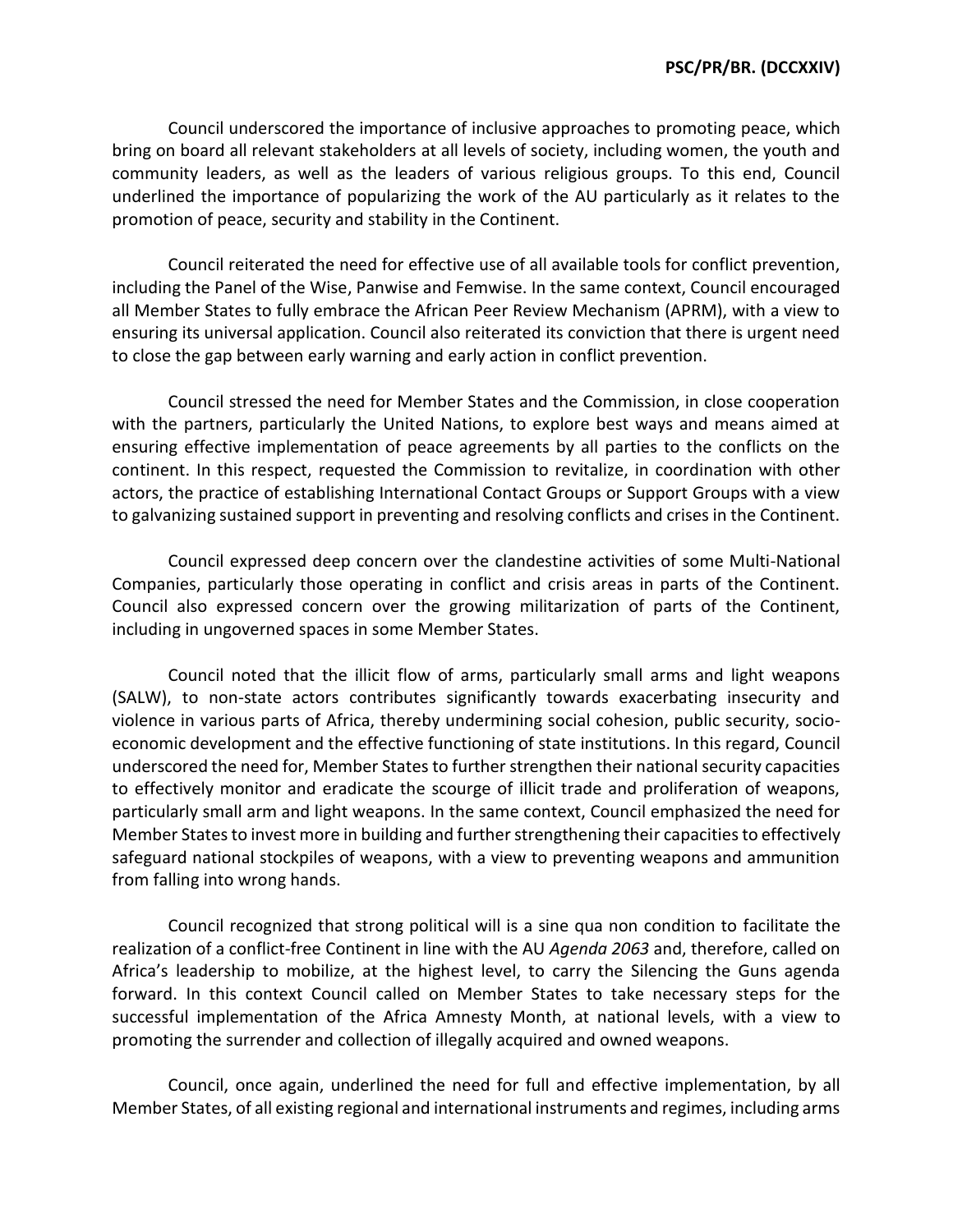Council underscored the importance of inclusive approaches to promoting peace, which bring on board all relevant stakeholders at all levels of society, including women, the youth and community leaders, as well as the leaders of various religious groups. To this end, Council underlined the importance of popularizing the work of the AU particularly as it relates to the promotion of peace, security and stability in the Continent.

Council reiterated the need for effective use of all available tools for conflict prevention, including the Panel of the Wise, Panwise and Femwise. In the same context, Council encouraged all Member States to fully embrace the African Peer Review Mechanism (APRM), with a view to ensuring its universal application. Council also reiterated its conviction that there is urgent need to close the gap between early warning and early action in conflict prevention.

Council stressed the need for Member States and the Commission, in close cooperation with the partners, particularly the United Nations, to explore best ways and means aimed at ensuring effective implementation of peace agreements by all parties to the conflicts on the continent. In this respect, requested the Commission to revitalize, in coordination with other actors, the practice of establishing International Contact Groups or Support Groups with a view to galvanizing sustained support in preventing and resolving conflicts and crises in the Continent.

Council expressed deep concern over the clandestine activities of some Multi-National Companies, particularly those operating in conflict and crisis areas in parts of the Continent. Council also expressed concern over the growing militarization of parts of the Continent, including in ungoverned spaces in some Member States.

Council noted that the illicit flow of arms, particularly small arms and light weapons (SALW), to non-state actors contributes significantly towards exacerbating insecurity and violence in various parts of Africa, thereby undermining social cohesion, public security, socio-economic development and the effective functioning of state institutions. In this regard, Council underscored the need for, Member States to further strengthen their national security capacities to effectively monitor and eradicate the scourge of illicit trade and proliferation of weapons, particularly small arm and light weapons. In the same context, Council emphasized the need for Member States to invest more in building and further strengthening their capacities to effectively safeguard national stockpiles of weapons, with a view to preventing weapons and ammunition from falling into wrong hands.

Council recognized that strong political will is a sine qua non condition to facilitate the realization of a conflict-free Continent in line with the AU *Agenda 2063* and, therefore, called on Africa's leadership to mobilize, at the highest level, to carry the Silencing the Guns agenda forward. In this context Council called on Member States to take necessary steps for the successful implementation of the Africa Amnesty Month, at national levels, with a view to promoting the surrender and collection of illegally acquired and owned weapons.

Council, once again, underlined the need for full and effective implementation, by all Member States, of all existing regional and international instruments and regimes, including arms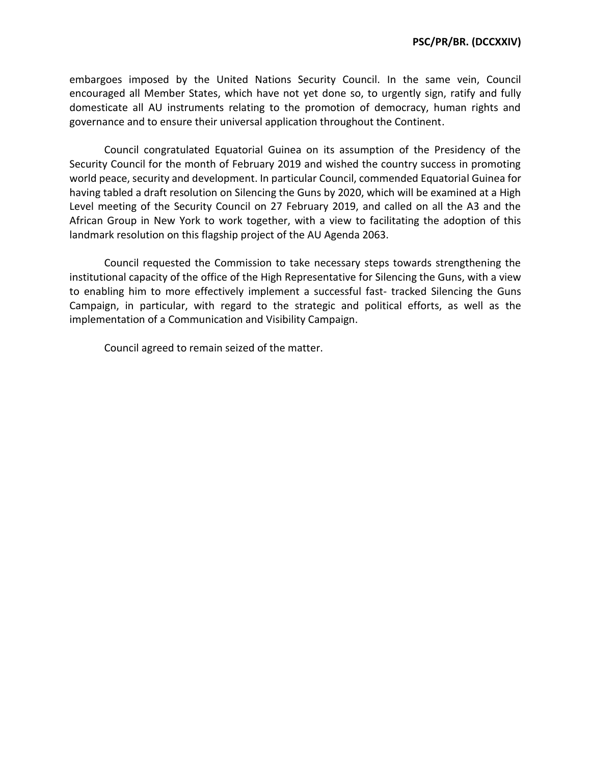embargoes imposed by the United Nations Security Council. In the same vein, Council encouraged all Member States, which have not yet done so, to urgently sign, ratify and fully domesticate all AU instruments relating to the promotion of democracy, human rights and governance and to ensure their universal application throughout the Continent.

Council congratulated Equatorial Guinea on its assumption of the Presidency of the Security Council for the month of February 2019 and wished the country success in promoting world peace, security and development. In particular Council, commended Equatorial Guinea for having tabled a draft resolution on Silencing the Guns by 2020, which will be examined at a High Level meeting of the Security Council on 27 February 2019, and called on all the A3 and the African Group in New York to work together, with a view to facilitating the adoption of this landmark resolution on this flagship project of the AU Agenda 2063.

Council requested the Commission to take necessary steps towards strengthening the institutional capacity of the office of the High Representative for Silencing the Guns, with a view to enabling him to more effectively implement a successful fast- tracked Silencing the Guns Campaign, in particular, with regard to the strategic and political efforts, as well as the implementation of a Communication and Visibility Campaign.

Council agreed to remain seized of the matter.